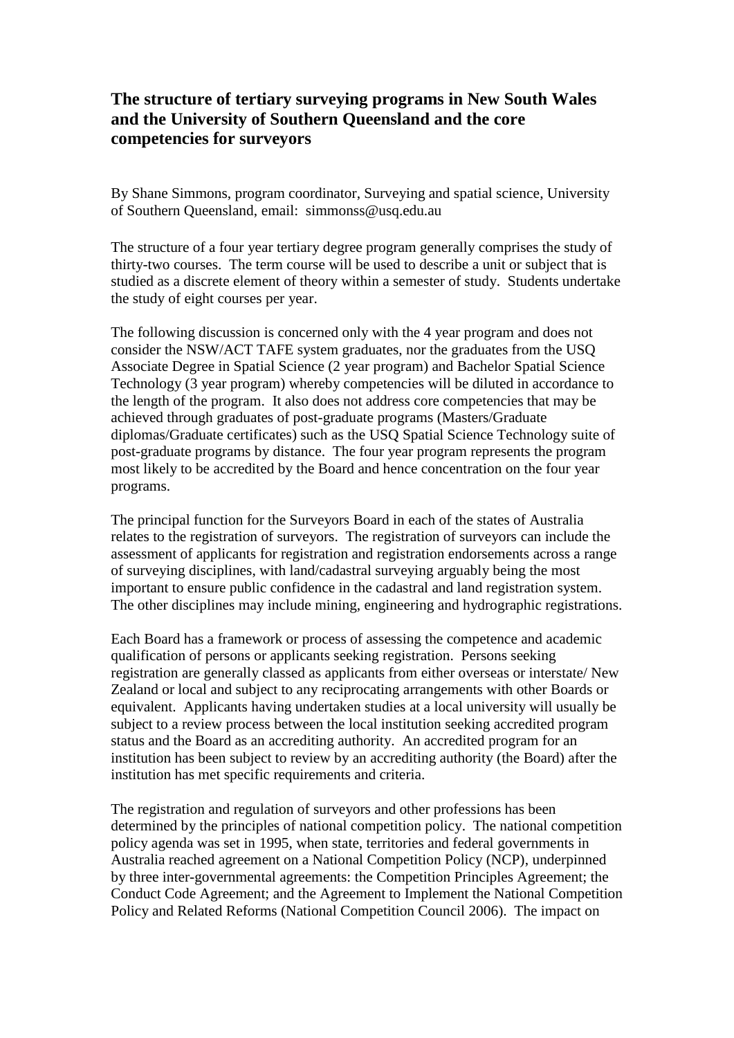# The structure of tertiary surveying programs in New South Wales and the University of Southern Queensland and the core competencies for surveyors

By Shane Simmons, program coordinator, Surveying and spatial science, University of Southern Queensland, email: simmonss@usq.edu.au

The structure of a four year tertiary degree program generally comprises the study of thirty-two courses. The term course will be used to describe a unit or subject that is studied as a discrete element of theory within a semester of study. Students undertake the study of eight courses per year.

The following discussion is concerned only with the 4 year program and does not consider the NSW/ACT TAFE system graduates, nor the graduates from the USQ Associate Degree in Spatial Science (2 year program) and Bachelor Spatial Science Technology (3 year program) whereby competencies will be diluted in accordance to the length of the program. It also does not address core competencies that may be achieved through graduates of post-graduate programs (Masters/Graduate diplomas/Graduate certificates) such as the USQ Spatial Science Technology suite of post-graduate programs by distance. The four year program represents the program most likely to be accredited by the Board and hence concentration on the four year programs.

The principal function for the Surveyors Board in each of the states of Australia relates to the registration of surveyors. The registration of surveyors can include the assessment of applicants for registration and registration endorsements across a range of surveying disciplines, with land/cadastral surveying arguably being the most important to ensure public confidence in the cadastral and land registration system. The other disciplines may include mining, engineering and hydrographic registrations.

Each Board has a framework or process of assessing the competence and academic qualification of persons or applicants seeking registration. Persons seeking registration are generally classed as applicants from either overseas or interstate/ New Zealand or local and subject to any reciprocating arrangements with other Boards or equivalent. Applicants having undertaken studies at a local university will usually be subject to a review process between the local institution seeking accredited program status and the Board as an accrediting authority. An accredited program for an institution has been subject to review by an accrediting authority (the Board) after the institution has met specific requirements and criteria.

The registration and regulation of surveyors and other professions has been determined by the principles of national competition policy. The national competition policy agenda was set in 1995, when state, territories and federal governments in Australia reached agreement on a National Competition Policy (NCP), underpinned by three inter-governmental agreements: the Competition Principles Agreement; the Conduct Code Agreement; and the Agreement to Implement the National Competition Policy and Related Reforms (National Competition Council 2006). The impact on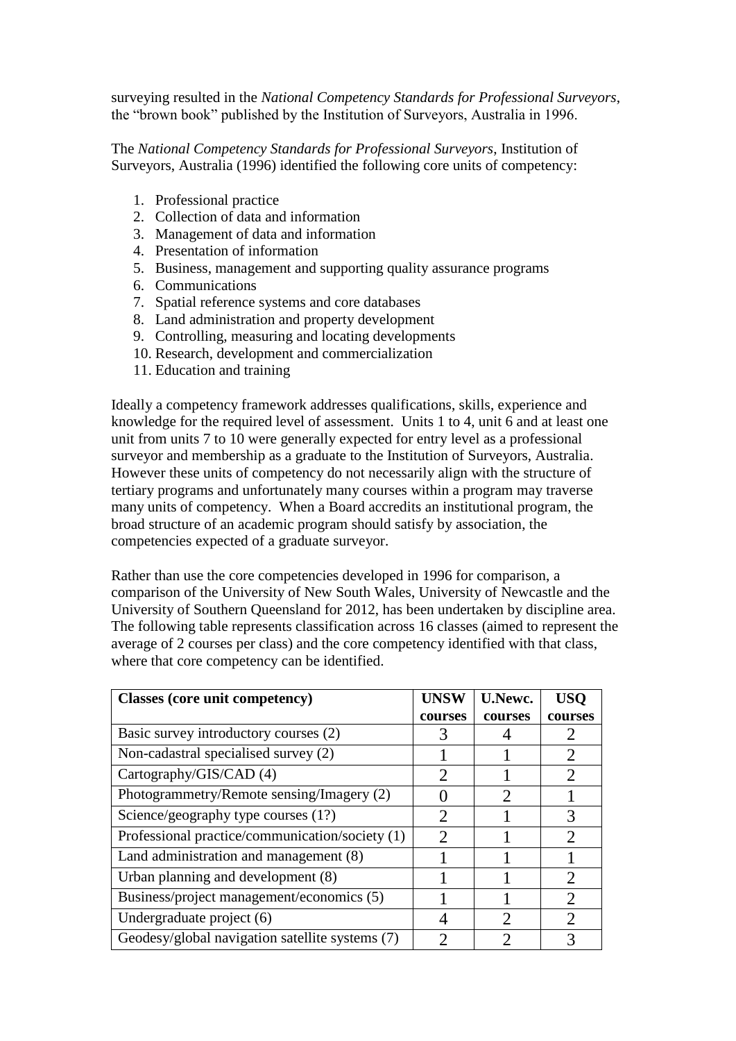surveying resulted in the *National Competency Standards for Professional Surveyors*, the "brown book" published by the Institution of Surveyors, Australia in 1996.

The *National Competency Standards for Professional Surveyors*, Institution of Surveyors, Australia (1996) identified the following core units of competency:

1. Professional practice
2. Collection of data and information
3. Management of data and information
4. Presentation of information
5. Business, management and supporting quality assurance programs
6. Communications
7. Spatial reference systems and core databases
8. Land administration and property development
9. Controlling, measuring and locating developments
10. Research, development and commercialization
11. Education and training

Ideally a competency framework addresses qualifications, skills, experience and knowledge for the required level of assessment. Units 1 to 4, unit 6 and at least one unit from units 7 to 10 were generally expected for entry level as a professional surveyor and membership as a graduate to the Institution of Surveyors, Australia. However these units of competency do not necessarily align with the structure of tertiary programs and unfortunately many courses within a program may traverse many units of competency. When a Board accredits an institutional program, the broad structure of an academic program should satisfy by association, the competencies expected of a graduate surveyor.

Rather than use the core competencies developed in 1996 for comparison, a comparison of the University of New South Wales, University of Newcastle and the University of Southern Queensland for 2012, has been undertaken by discipline area. The following table represents classification across 16 classes (aimed to represent the average of 2 courses per class) and the core competency identified with that class, where that core competency can be identified.

| Classes (core unit competency) | UNSW courses | U.Newc. courses | USQ courses |
|---|---|---|---|
| Basic survey introductory courses (2) | 3 | 4 | 2 |
| Non-cadastral specialised survey (2) | 1 | 1 | 2 |
| Cartography/GIS/CAD (4) | 2 | 1 | 2 |
| Photogrammetry/Remote sensing/Imagery (2) | 0 | 2 | 1 |
| Science/geography type courses (1?) | 2 | 1 | 3 |
| Professional practice/communication/society (1) | 2 | 1 | 2 |
| Land administration and management (8) | 1 | 1 | 1 |
| Urban planning and development (8) | 1 | 1 | 2 |
| Business/project management/economics (5) | 1 | 1 | 2 |
| Undergraduate project (6) | 4 | 2 | 2 |
| Geodesy/global navigation satellite systems (7) | 2 | 2 | 3 |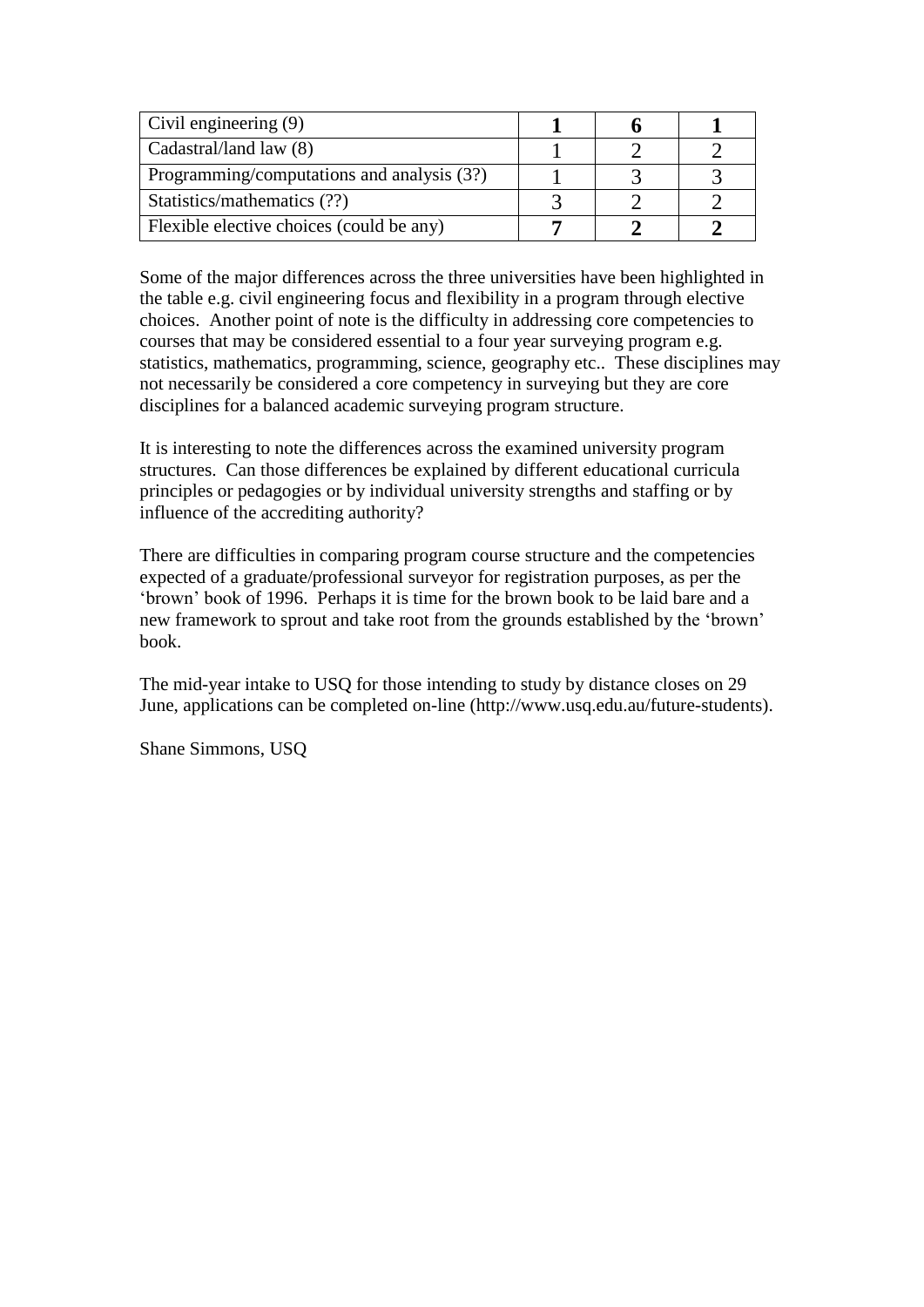| | | | |
|---|---|---|---|
| Civil engineering (9) | **1** | **6** | **1** |
| Cadastral/land law (8) | 1 | 2 | 2 |
| Programming/computations and analysis (3?) | 1 | 3 | 3 |
| Statistics/mathematics (??) | 3 | 2 | 2 |
| Flexible elective choices (could be any) | **7** | **2** | **2** |

Some of the major differences across the three universities have been highlighted in the table e.g. civil engineering focus and flexibility in a program through elective choices. Another point of note is the difficulty in addressing core competencies to courses that may be considered essential to a four year surveying program e.g. statistics, mathematics, programming, science, geography etc.. These disciplines may not necessarily be considered a core competency in surveying but they are core disciplines for a balanced academic surveying program structure.

It is interesting to note the differences across the examined university program structures. Can those differences be explained by different educational curricula principles or pedagogies or by individual university strengths and staffing or by influence of the accrediting authority?

There are difficulties in comparing program course structure and the competencies expected of a graduate/professional surveyor for registration purposes, as per the 'brown' book of 1996. Perhaps it is time for the brown book to be laid bare and a new framework to sprout and take root from the grounds established by the 'brown' book.

The mid-year intake to USQ for those intending to study by distance closes on 29 June, applications can be completed on-line (http://www.usq.edu.au/future-students).

Shane Simmons, USQ